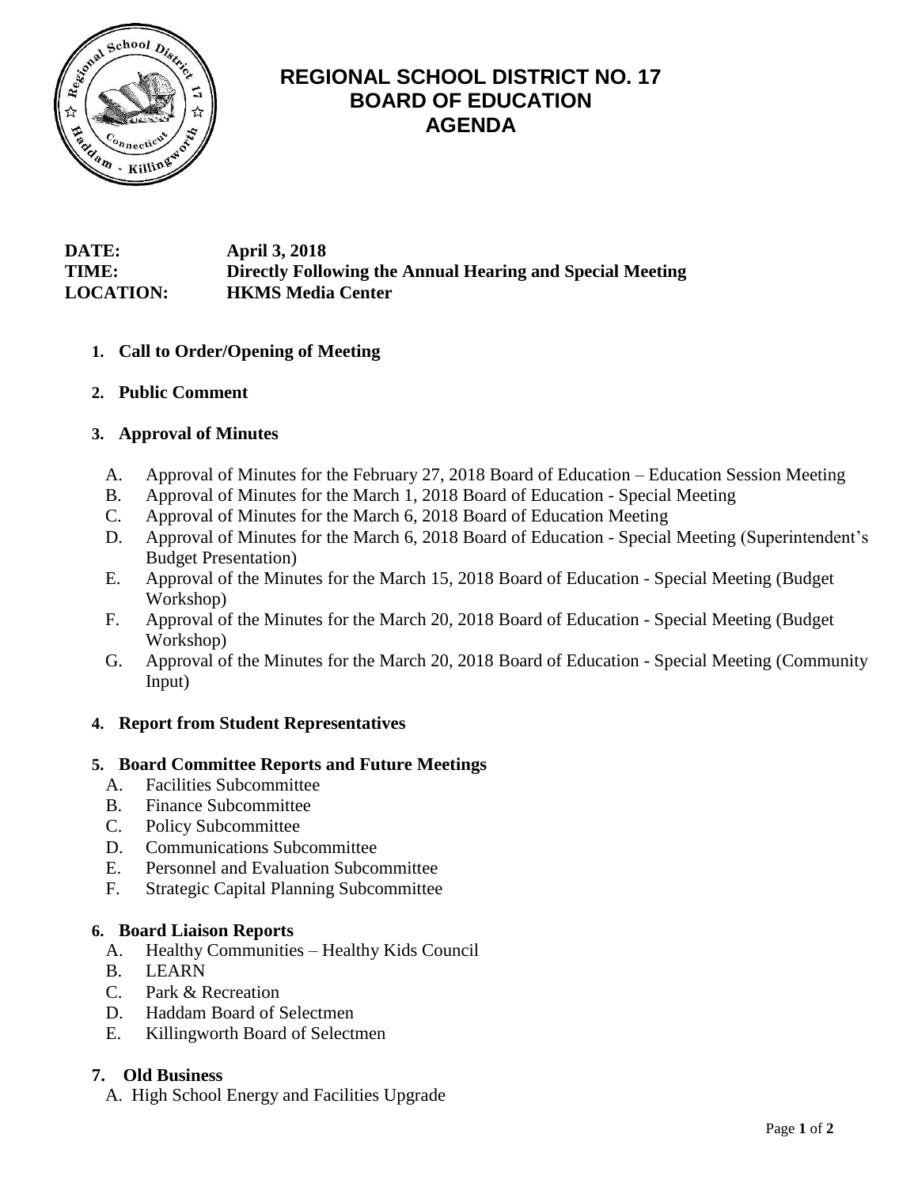# REGIONAL SCHOOL DISTRICT NO. 17
# BOARD OF EDUCATION
# AGENDA

**DATE:** April 3, 2018
**TIME:** Directly Following the Annual Hearing and Special Meeting
**LOCATION:** HKMS Media Center

1. **Call to Order/Opening of Meeting**

2. **Public Comment**

3. **Approval of Minutes**
   - A. Approval of Minutes for the February 27, 2018 Board of Education – Education Session Meeting
   - B. Approval of Minutes for the March 1, 2018 Board of Education - Special Meeting
   - C. Approval of Minutes for the March 6, 2018 Board of Education Meeting
   - D. Approval of Minutes for the March 6, 2018 Board of Education - Special Meeting (Superintendent's Budget Presentation)
   - E. Approval of the Minutes for the March 15, 2018 Board of Education - Special Meeting (Budget Workshop)
   - F. Approval of the Minutes for the March 20, 2018 Board of Education - Special Meeting (Budget Workshop)
   - G. Approval of the Minutes for the March 20, 2018 Board of Education - Special Meeting (Community Input)

4. **Report from Student Representatives**

5. **Board Committee Reports and Future Meetings**
   - A. Facilities Subcommittee
   - B. Finance Subcommittee
   - C. Policy Subcommittee
   - D. Communications Subcommittee
   - E. Personnel and Evaluation Subcommittee
   - F. Strategic Capital Planning Subcommittee

6. **Board Liaison Reports**
   - A. Healthy Communities – Healthy Kids Council
   - B. LEARN
   - C. Park & Recreation
   - D. Haddam Board of Selectmen
   - E. Killingworth Board of Selectmen

7. **Old Business**
   - A. High School Energy and Facilities Upgrade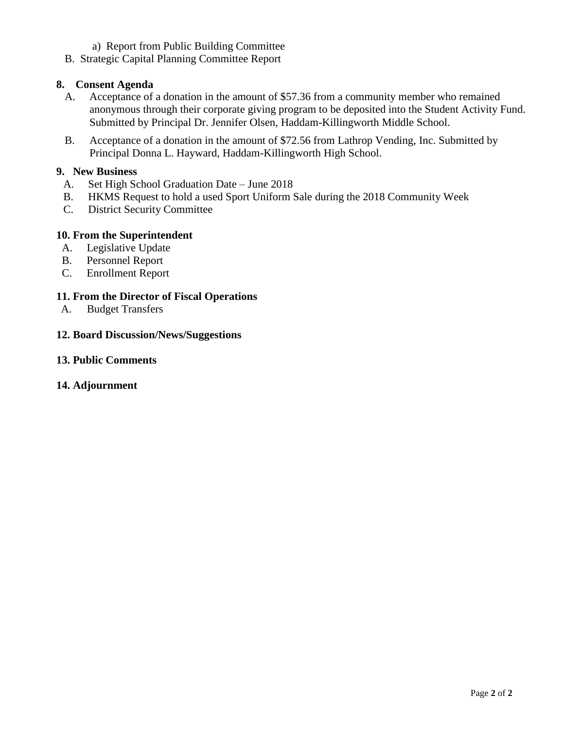a) Report from Public Building Committee

B. Strategic Capital Planning Committee Report

**8. Consent Agenda**

A. Acceptance of a donation in the amount of $57.36 from a community member who remained anonymous through their corporate giving program to be deposited into the Student Activity Fund. Submitted by Principal Dr. Jennifer Olsen, Haddam-Killingworth Middle School.

B. Acceptance of a donation in the amount of $72.56 from Lathrop Vending, Inc. Submitted by Principal Donna L. Hayward, Haddam-Killingworth High School.

**9. New Business**

A. Set High School Graduation Date – June 2018

B. HKMS Request to hold a used Sport Uniform Sale during the 2018 Community Week

C. District Security Committee

**10. From the Superintendent**

A. Legislative Update

B. Personnel Report

C. Enrollment Report

**11. From the Director of Fiscal Operations**

A. Budget Transfers

**12. Board Discussion/News/Suggestions**

**13. Public Comments**

**14. Adjournment**